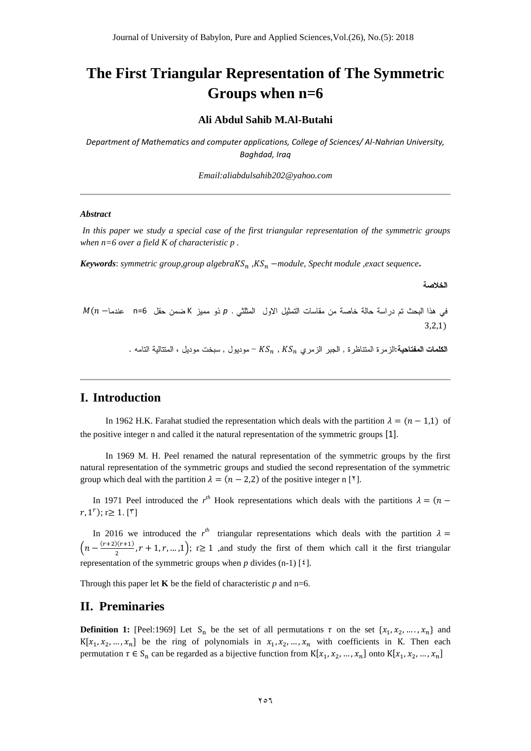# The First Triangular Representation of The Symmetric Groups when n=6

**Ali Abdul Sahib M.Al-Butahi**

*Department of Mathematics and computer applications, College of Sciences/ Al-Nahrian University, Baghdad, Iraq*

*Email:aliabdulsahib202@yahoo.com*

---

***Abstract***

*In this paper we study a special case of the first triangular representation of the symmetric groups when n=6 over a field K of characteristic p .*

***Keywords***: *symmetric group,group algebra$KS_n$ ,$KS_n$ −module, Specht module ,exact sequence***.**

**الخلاصة**

في هذا البحث تم دراسة حالة خاصة من مقاسات التمثيل الاول المثلثي . $p$ ذو مميز K ضمن حقل n=6 عندما $M(n-3,2,1)$

**الكلمات المفتاحية:**الزمرة المتناظرة , الجبر الزمري $KS_n$ , $KS_n$ − موديول , سبخت موديل ، المتتالية التامه .

---

## I. Introduction

In 1962 H.K. Farahat studied the representation which deals with the partition $\lambda = (n-1,1)$ of the positive integer n and called it the natural representation of the symmetric groups [1].

In 1969 M. H. Peel renamed the natural representation of the symmetric groups by the first natural representation of the symmetric groups and studied the second representation of the symmetric group which deal with the partition $\lambda = (n-2,2)$ of the positive integer n [٢].

In 1971 Peel introduced the $r^{th}$ Hook representations which deals with the partitions $\lambda = (n-r,1^r)$; r≥ 1. [٣]

In 2016 we introduced the $r^{th}$ triangular representations which deals with the partition $\lambda = \left(n-\frac{(r+2)(r+1)}{2}, r+1, r, \ldots, 1\right)$; r≥ 1 ,and study the first of them which call it the first triangular representation of the symmetric groups when $p$ divides (n-1) [٤].

Through this paper let **K** be the field of characteristic $p$ and n=6.

## II. Preminaries

**Definition 1:** [Peel:1969] Let $S_n$ be the set of all permutations $\tau$ on the set $\{x_1, x_2, \ldots, x_n\}$ and $K[x_1, x_2, \ldots, x_n]$ be the ring of polynomials in $x_1, x_2, \ldots, x_n$ with coefficients in K. Then each permutation $\tau \in S_n$ can be regarded as a bijective function from $K[x_1, x_2, \ldots, x_n]$ onto $K[x_1, x_2, \ldots, x_n]$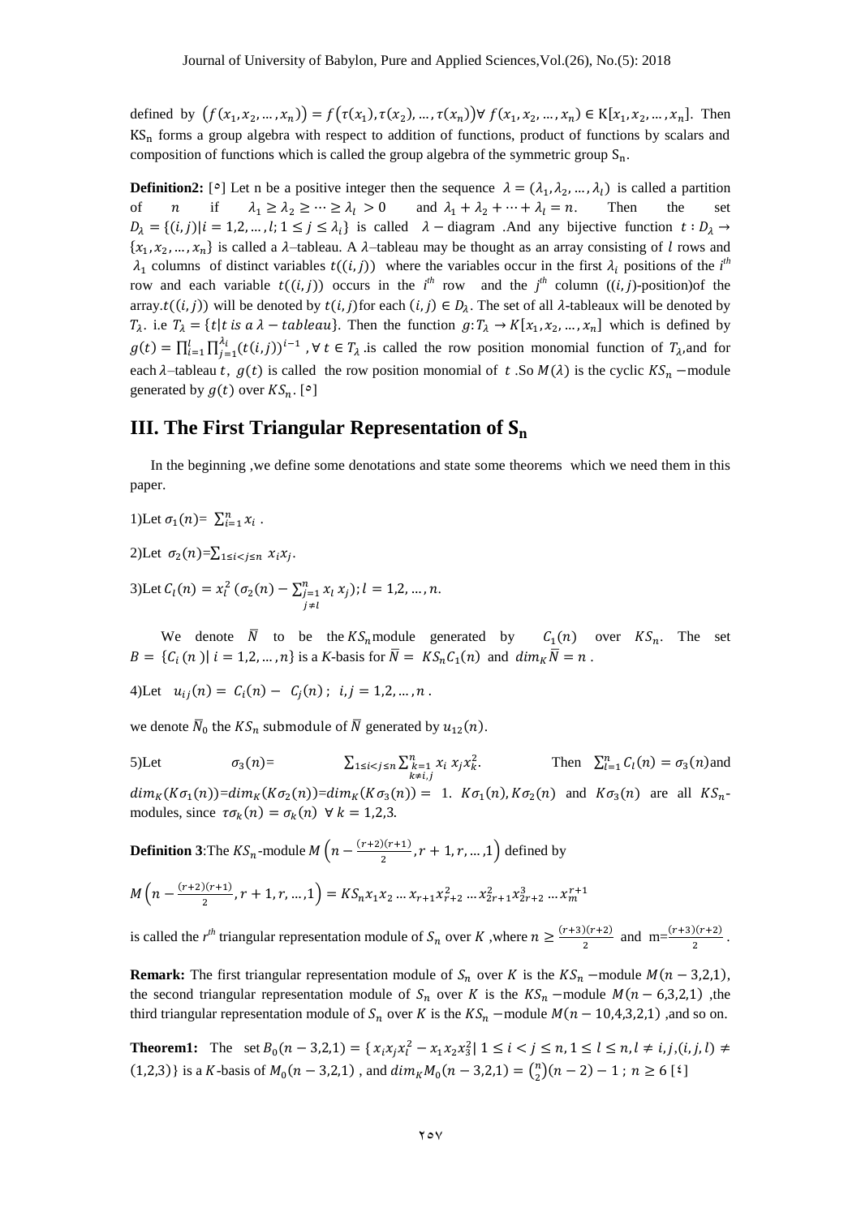defined by $\left(f(x_1, x_2, \dots, x_n)\right) = f\left(\tau(x_1), \tau(x_2), \dots, \tau(x_n)\right) \forall\, f(x_1, x_2, \dots, x_n) \in \mathrm{K}[x_1, x_2, \dots, x_n]$. Then $\mathrm{KS_n}$ forms a group algebra with respect to addition of functions, product of functions by scalars and composition of functions which is called the group algebra of the symmetric group $\mathrm{S_n}$.

**Definition2:** [٥] Let n be a positive integer then the sequence $\lambda = (\lambda_1, \lambda_2, \dots, \lambda_l)$ is called a partition of $n$ if $\lambda_1 \geq \lambda_2 \geq \cdots \geq \lambda_l > 0$ and $\lambda_1 + \lambda_2 + \cdots + \lambda_l = n$. Then the set $D_\lambda = \{(i,j) | i = 1,2, \dots, l;\ 1 \leq j \leq \lambda_i\}$ is called $\lambda -$ diagram .And any bijective function $t : D_\lambda \to \{x_1, x_2, \dots, x_n\}$ is called a $\lambda$–tableau. A $\lambda$–tableau may be thought as an array consisting of $l$ rows and $\lambda_1$ columns of distinct variables $t((i,j))$ where the variables occur in the first $\lambda_i$ positions of the $i^{th}$ row and each variable $t((i,j))$ occurs in the $i^{th}$ row and the $j^{th}$ column ($(i,j)$-position)of the array.$t((i,j))$ will be denoted by $t(i,j)$for each $(i,j) \in D_\lambda$. The set of all $\lambda$-tableaux will be denoted by $T_\lambda$. i.e $T_\lambda = \{t | t \text{ is a } \lambda - tableau\}$. Then the function $g: T_\lambda \to K[x_1, x_2, \dots, x_n]$ which is defined by $g(t) = \prod_{i=1}^{l} \prod_{j=1}^{\lambda_i} (t(i,j))^{i-1}$ , $\forall\, t \in T_\lambda$ .is called the row position monomial function of $T_\lambda$,and for each $\lambda$–tableau $t$, $g(t)$ is called the row position monomial of $t$ .So $M(\lambda)$ is the cyclic $KS_n -$module generated by $g(t)$ over $KS_n$. [٥]

## III. The First Triangular Representation of $S_n$

In the beginning ,we define some denotations and state some theorems which we need them in this paper.

1)Let $\sigma_1(n) = \sum_{i=1}^{n} x_i$ .

2)Let $\sigma_2(n) = \sum_{1 \leq i < j \leq n} x_i x_j$.

3)Let $C_l(n) = x_l^2 \left(\sigma_2(n) - \sum_{\substack{j=1 \\ j \neq l}}^{n} x_l\, x_j\right); l = 1,2, \dots, n.$

We denote $\bar{N}$ to be the $KS_n$module generated by $C_1(n)$ over $KS_n$. The set $B = \{C_i(n) |\ i = 1,2, \dots, n\}$ is a $K$-basis for $\bar{N} = KS_n C_1(n)$ and $dim_K \bar{N} = n$ .

4)Let $u_{ij}(n) = C_i(n) - C_j(n)$ ; $i, j = 1,2, \dots, n$ .

we denote $\bar{N}_0$ the $KS_n$ submodule of $\bar{N}$ generated by $u_{12}(n)$.

5)Let $\sigma_3(n) = \sum_{1 \leq i < j \leq n} \sum_{\substack{k=1 \\ k \neq i,j}}^{n} x_i\, x_j x_k^2$. Then $\sum_{l=1}^{n} C_l(n) = \sigma_3(n)$and $dim_K(K\sigma_1(n))$=$dim_K(K\sigma_2(n))$=$dim_K(K\sigma_3(n)) = 1$. $K\sigma_1(n), K\sigma_2(n)$ and $K\sigma_3(n)$ are all $KS_n$-modules, since $\tau\sigma_k(n) = \sigma_k(n)\ \forall\ k = 1,2,3$.

**Definition 3**:The $KS_n$-module $M\left(n - \frac{(r+2)(r+1)}{2}, r+1, r, \dots, 1\right)$ defined by

$$M\left(n - \frac{(r+2)(r+1)}{2}, r+1, r, \dots, 1\right) = KS_n x_1 x_2 \dots x_{r+1} x_{r+2}^2 \dots x_{2r+1}^2 x_{2r+2}^3 \dots x_m^{r+1}$$

is called the $r^{th}$ triangular representation module of $S_n$ over $K$ ,where $n \geq \frac{(r+3)(r+2)}{2}$ and $m = \frac{(r+3)(r+2)}{2}$.

**Remark:** The first triangular representation module of $S_n$ over $K$ is the $KS_n -$module $M(n-3,2,1)$, the second triangular representation module of $S_n$ over $K$ is the $KS_n -$module $M(n-6,3,2,1)$ ,the third triangular representation module of $S_n$ over $K$ is the $KS_n -$module $M(n-10,4,3,2,1)$ ,and so on.

**Theorem1:** The set $B_0(n-3,2,1) = \{ x_i x_j x_l^2 - x_1 x_2 x_3^2 |\ 1 \leq i < j \leq n, 1 \leq l \leq n, l \neq i,j, (i,j,l) \neq (1,2,3)\}$ is a $K$-basis of $M_0(n-3,2,1)$ , and $dim_K M_0(n-3,2,1) = \binom{n}{2}(n-2) - 1$ ; $n \geq 6$ [٤]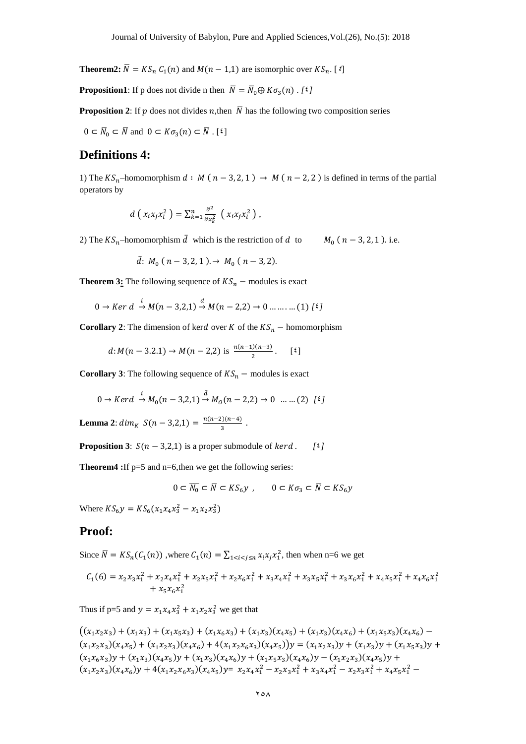**Theorem2:** $\bar{N} = KS_n\, C_1(n)$ and $M(n-1,1)$ are isomorphic over $KS_n$. [٤]

**Proposition1**: If p does not divide n then $\bar{N} = \bar{N}_0 \oplus K\sigma_3(n)$ . *[٤]*

**Proposition 2**: If $p$ does not divides $n$,then $\bar{N}$ has the following two composition series

$0 \subset \bar{N}_0 \subset \bar{N}$ and $0 \subset K\sigma_3(n) \subset \bar{N}$ . [٤]

## Definitions 4:

1) The $KS_n$–homomorphism $d : M(n-3,2,1) \rightarrow M(n-2,2)$ is defined in terms of the partial operators by

$$d\left(x_i x_j x_l^2\right) = \sum_{k=1}^{n} \frac{\partial^2}{\partial x_k^2}\left(x_i x_j x_l^2\right),$$

2) The $KS_n$–homomorphism $\bar{d}$ which is the restriction of $d$ to $M_0(n-3,2,1)$. i.e.

$$\bar{d}: M_0(n-3,2,1). \rightarrow M_0(n-3,2).$$

**Theorem 3:** The following sequence of $KS_n -$ modules is exact

$$0 \rightarrow Ker\ d \xrightarrow{i} M(n-3,2,1) \xrightarrow{d} M(n-2,2) \rightarrow 0 \ldots\ldots\ldots(1)\ [٤]$$

**Corollary 2**: The dimension of ker$d$ over $K$ of the $KS_n -$ homomorphism

$d: M(n-3.2.1) \rightarrow M(n-2,2)$ is $\frac{n(n-1)(n-3)}{2}$. [٤]

**Corollary 3**: The following sequence of $KS_n -$ modules is exact

$$0 \rightarrow Kerd \xrightarrow{i} M_0(n-3,2,1) \xrightarrow{\bar{d}} M_O(n-2,2) \rightarrow 0 \ \ldots\ldots(2)\ [٤]$$

**Lemma 2**: $dim_K\ S(n-3,2,1) = \frac{n(n-2)(n-4)}{3}$ .

**Proposition 3**: $S(n-3,2,1)$ is a proper submodule of $kerd$ . *[٤]*

**Theorem4 :**If p=5 and n=6,then we get the following series:

$$0 \subset \overline{N_0} \subset \bar{N} \subset KS_6 y\ , \qquad 0 \subset K\sigma_3 \subset \bar{N} \subset KS_6 y$$

Where $KS_6 y = KS_6(x_1x_4x_3^2 - x_1x_2x_3^2)$

## Proof:

Since $\bar{N} = KS_n(C_1(n))$ ,where $C_1(n) = \sum_{1<i<j\leq n} x_i x_j x_1^2$, then when n=6 we get

$$C_1(6) = x_2x_3x_1^2 + x_2x_4x_1^2 + x_2x_5x_1^2 + x_2x_6x_1^2 + x_3x_4x_1^2 + x_3x_5x_1^2 + x_3x_6x_1^2 + x_4x_5x_1^2 + x_4x_6x_1^2 + x_5x_6x_1^2$$

Thus if p=5 and $y = x_1x_4x_3^2 + x_1x_2x_3^2$ we get that

$\big((x_1x_2x_3) + (x_1x_3) + (x_1x_5x_3) + (x_1x_6x_3) + (x_1x_3)(x_4x_5) + (x_1x_3)(x_4x_6) + (x_1x_5x_3)(x_4x_6) - (x_1x_2x_3)(x_4x_5) + (x_1x_2x_3)(x_4x_6) + 4(x_1x_2x_6x_3)(x_4x_5)\big)y = (x_1x_2x_3)y + (x_1x_3)y + (x_1x_5x_3)y + (x_1x_6x_3)y + (x_1x_3)(x_4x_5)y + (x_1x_3)(x_4x_6)y + (x_1x_5x_3)(x_4x_6)y - (x_1x_2x_3)(x_4x_5)y + (x_1x_2x_3)(x_4x_6)y + 4(x_1x_2x_6x_3)(x_4x_5)y = x_2x_4x_1^2 - x_2x_3x_1^2 + x_3x_4x_1^2 - x_2x_3x_1^2 + x_4x_5x_1^2 -$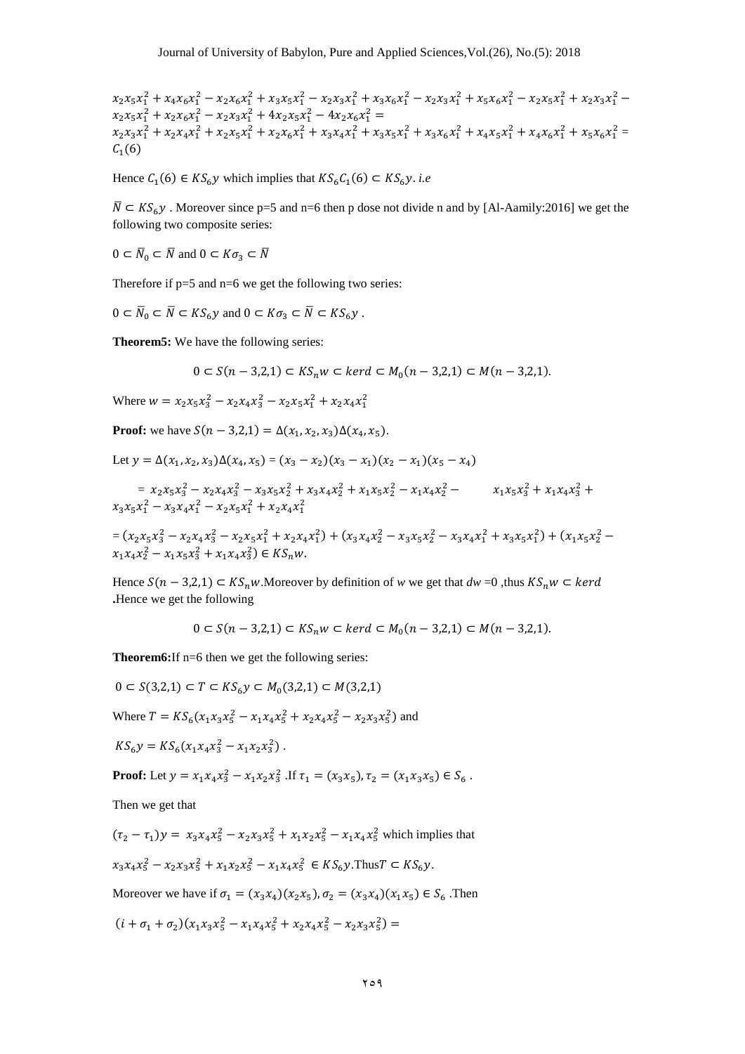$x_2x_5x_1^2 + x_4x_6x_1^2 - x_2x_6x_1^2 + x_3x_5x_1^2 - x_2x_3x_1^2 + x_3x_6x_1^2 - x_2x_3x_1^2 + x_5x_6x_1^2 - x_2x_5x_1^2 + x_2x_3x_1^2 - x_2x_5x_1^2 + x_2x_6x_1^2 - x_2x_3x_1^2 + 4x_2x_5x_1^2 - 4x_2x_6x_1^2 =$
$x_2x_3x_1^2 + x_2x_4x_1^2 + x_2x_5x_1^2 + x_2x_6x_1^2 + x_3x_4x_1^2 + x_3x_5x_1^2 + x_3x_6x_1^2 + x_4x_5x_1^2 + x_4x_6x_1^2 + x_5x_6x_1^2 = C_1(6)$

Hence $C_1(6) \in KS_6y$ which implies that $KS_6C_1(6) \subset KS_6y$. *i.e*

$\bar{N} \subset KS_6y$ . Moreover since p=5 and n=6 then p dose not divide n and by [Al-Aamily:2016] we get the following two composite series:

$0 \subset \bar{N}_0 \subset \bar{N}$ and $0 \subset K\sigma_3 \subset \bar{N}$

Therefore if p=5 and n=6 we get the following two series:

$0 \subset \bar{N}_0 \subset \bar{N} \subset KS_6y$ and $0 \subset K\sigma_3 \subset \bar{N} \subset KS_6y$ .

**Theorem5:** We have the following series:

$$0 \subset S(n-3,2,1) \subset KS_nw \subset ker d \subset M_0(n-3,2,1) \subset M(n-3,2,1).$$

Where $w = x_2x_5x_3^2 - x_2x_4x_3^2 - x_2x_5x_1^2 + x_2x_4x_1^2$

**Proof:** we have $S(n-3,2,1) = \Delta(x_1,x_2,x_3)\Delta(x_4,x_5)$.

Let $y = \Delta(x_1,x_2,x_3)\Delta(x_4,x_5) = (x_3-x_2)(x_3-x_1)(x_2-x_1)(x_5-x_4)$

$= x_2x_5x_3^2 - x_2x_4x_3^2 - x_3x_5x_2^2 + x_3x_4x_2^2 + x_1x_5x_2^2 - x_1x_4x_2^2 - x_1x_5x_3^2 + x_1x_4x_3^2 + x_3x_5x_1^2 - x_3x_4x_1^2 - x_2x_5x_1^2 + x_2x_4x_1^2$

$= (x_2x_5x_3^2 - x_2x_4x_3^2 - x_2x_5x_1^2 + x_2x_4x_1^2) + (x_3x_4x_2^2 - x_3x_5x_2^2 - x_3x_4x_1^2 + x_3x_5x_1^2) + (x_1x_5x_2^2 - x_1x_4x_2^2 - x_1x_5x_3^2 + x_1x_4x_3^2) \in KS_nw.$

Hence $S(n-3,2,1) \subset KS_nw$.Moreover by definition of *w* we get that $dw = 0$ ,thus $KS_nw \subset ker d$ **.**Hence we get the following

$$0 \subset S(n-3,2,1) \subset KS_nw \subset ker d \subset M_0(n-3,2,1) \subset M(n-3,2,1).$$

**Theorem6:**If n=6 then we get the following series:

$0 \subset S(3,2,1) \subset T \subset KS_6y \subset M_0(3,2,1) \subset M(3,2,1)$

Where $T = KS_6(x_1x_3x_5^2 - x_1x_4x_5^2 + x_2x_4x_5^2 - x_2x_3x_5^2)$ and

$KS_6y = KS_6(x_1x_4x_3^2 - x_1x_2x_3^2)$ .

**Proof:** Let $y = x_1x_4x_3^2 - x_1x_2x_3^2$ .If $\tau_1 = (x_3x_5), \tau_2 = (x_1x_3x_5) \in S_6$ .

Then we get that

$(\tau_2 - \tau_1)y = x_3x_4x_5^2 - x_2x_3x_5^2 + x_1x_2x_5^2 - x_1x_4x_5^2$ which implies that

$x_3x_4x_5^2 - x_2x_3x_5^2 + x_1x_2x_5^2 - x_1x_4x_5^2 \in KS_6y$.Thus$T \subset KS_6y$.

Moreover we have if $\sigma_1 = (x_3x_4)(x_2x_5), \sigma_2 = (x_3x_4)(x_1x_5) \in S_6$ .Then

$(i + \sigma_1 + \sigma_2)(x_1x_3x_5^2 - x_1x_4x_5^2 + x_2x_4x_5^2 - x_2x_3x_5^2) =$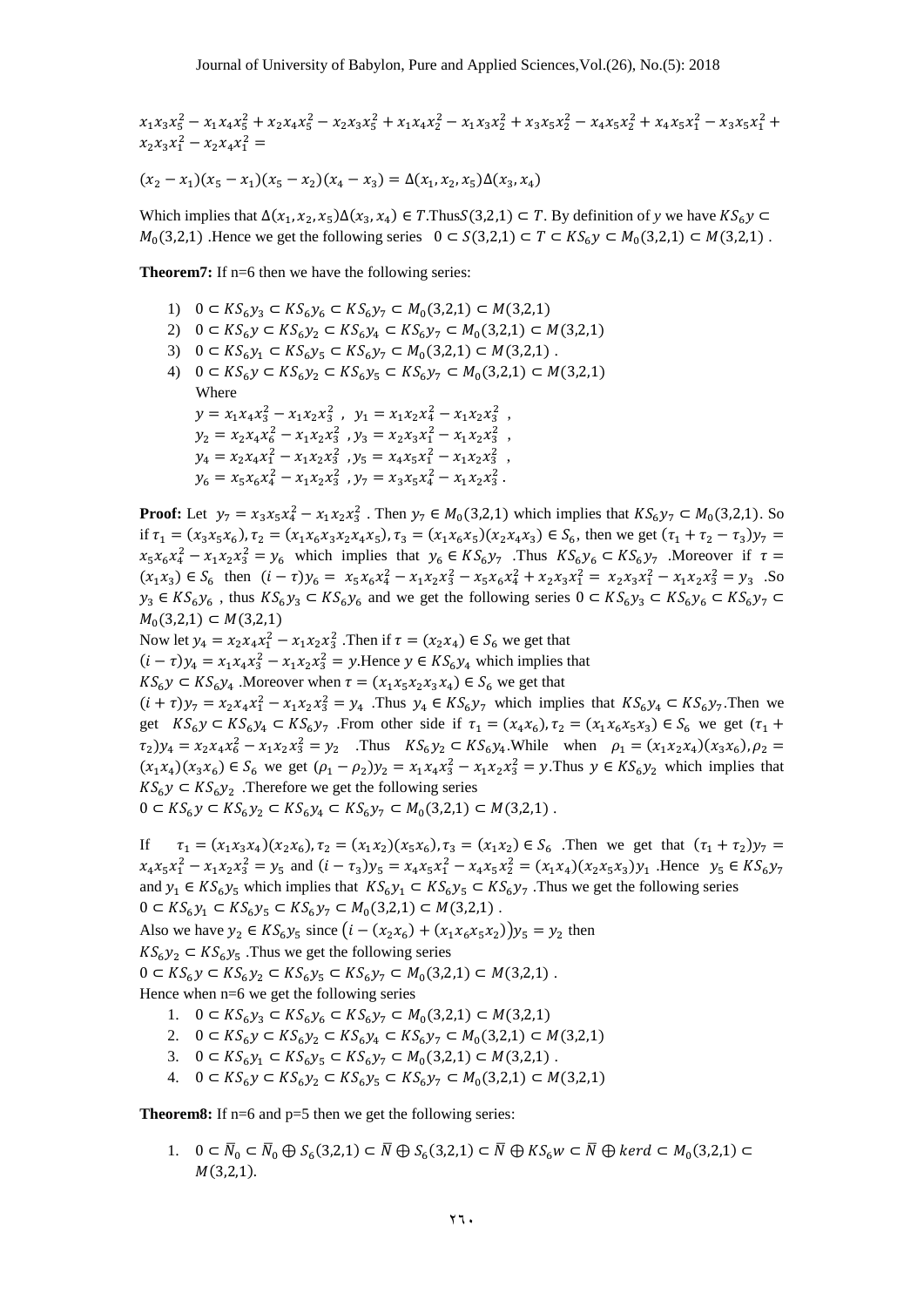$x_1x_3x_5^2 - x_1x_4x_5^2 + x_2x_4x_5^2 - x_2x_3x_5^2 + x_1x_4x_2^2 - x_1x_3x_2^2 + x_3x_5x_2^2 - x_4x_5x_2^2 + x_4x_5x_1^2 - x_3x_5x_1^2 + x_2x_3x_1^2 - x_2x_4x_1^2 =$

$(x_2 - x_1)(x_5 - x_1)(x_5 - x_2)(x_4 - x_3) = \Delta(x_1, x_2, x_5)\Delta(x_3, x_4)$

Which implies that $\Delta(x_1, x_2, x_5)\Delta(x_3, x_4) \in T$.Thus$S(3,2,1) \subset T$. By definition of $y$ we have $KS_6y \subset M_0(3,2,1)$ .Hence we get the following series $0 \subset S(3,2,1) \subset T \subset KS_6y \subset M_0(3,2,1) \subset M(3,2,1)$ .

**Theorem7:** If n=6 then we have the following series:

1) $0 \subset KS_6y_3 \subset KS_6y_6 \subset KS_6y_7 \subset M_0(3,2,1) \subset M(3,2,1)$
2) $0 \subset KS_6y \subset KS_6y_2 \subset KS_6y_4 \subset KS_6y_7 \subset M_0(3,2,1) \subset M(3,2,1)$
3) $0 \subset KS_6y_1 \subset KS_6y_5 \subset KS_6y_7 \subset M_0(3,2,1) \subset M(3,2,1)$ .
4) $0 \subset KS_6y \subset KS_6y_2 \subset KS_6y_5 \subset KS_6y_7 \subset M_0(3,2,1) \subset M(3,2,1)$

Where

$y = x_1x_4x_3^2 - x_1x_2x_3^2$ , $y_1 = x_1x_2x_4^2 - x_1x_2x_3^2$ ,
$y_2 = x_2x_4x_6^2 - x_1x_2x_3^2$ , $y_3 = x_2x_3x_1^2 - x_1x_2x_3^2$ ,
$y_4 = x_2x_4x_1^2 - x_1x_2x_3^2$ , $y_5 = x_4x_5x_1^2 - x_1x_2x_3^2$ ,
$y_6 = x_5x_6x_4^2 - x_1x_2x_3^2$ , $y_7 = x_3x_5x_4^2 - x_1x_2x_3^2$ .

**Proof:** Let $y_7 = x_3x_5x_4^2 - x_1x_2x_3^2$ . Then $y_7 \in M_0(3,2,1)$ which implies that $KS_6y_7 \subset M_0(3,2,1)$. So if $\tau_1 = (x_3x_5x_6), \tau_2 = (x_1x_6x_3x_2x_4x_5), \tau_3 = (x_1x_6x_5)(x_2x_4x_3) \in S_6$, then we get $(\tau_1 + \tau_2 - \tau_3)y_7 = x_5x_6x_4^2 - x_1x_2x_3^2 = y_6$ which implies that $y_6 \in KS_6y_7$ .Thus $KS_6y_6 \subset KS_6y_7$ .Moreover if $\tau = (x_1x_3) \in S_6$ then $(i - \tau)y_6 = x_5x_6x_4^2 - x_1x_2x_3^2 - x_5x_6x_4^2 + x_2x_3x_1^2 = x_2x_3x_1^2 - x_1x_2x_3^2 = y_3$ .So $y_3 \in KS_6y_6$ , thus $KS_6y_3 \subset KS_6y_6$ and we get the following series $0 \subset KS_6y_3 \subset KS_6y_6 \subset KS_6y_7 \subset M_0(3,2,1) \subset M(3,2,1)$

Now let $y_4 = x_2x_4x_1^2 - x_1x_2x_3^2$ .Then if $\tau = (x_2x_4) \in S_6$ we get that
$(i - \tau)y_4 = x_1x_4x_3^2 - x_1x_2x_3^2 = y$.Hence $y \in KS_6y_4$ which implies that
$KS_6y \subset KS_6y_4$ .Moreover when $\tau = (x_1x_5x_2x_3x_4) \in S_6$ we get that
$(i + \tau)y_7 = x_2x_4x_1^2 - x_1x_2x_3^2 = y_4$ .Thus $y_4 \in KS_6y_7$ which implies that $KS_6y_4 \subset KS_6y_7$.Then we get $KS_6y \subset KS_6y_4 \subset KS_6y_7$ .From other side if $\tau_1 = (x_4x_6), \tau_2 = (x_1x_6x_5x_3) \in S_6$ we get $(\tau_1 + \tau_2)y_4 = x_2x_4x_6^2 - x_1x_2x_3^2 = y_2$ .Thus $KS_6y_2 \subset KS_6y_4$.While when $\rho_1 = (x_1x_2x_4)(x_3x_6), \rho_2 = (x_1x_4)(x_3x_6) \in S_6$ we get $(\rho_1 - \rho_2)y_2 = x_1x_4x_3^2 - x_1x_2x_3^2 = y$.Thus $y \in KS_6y_2$ which implies that $KS_6y \subset KS_6y_2$ .Therefore we get the following series
$0 \subset KS_6y \subset KS_6y_2 \subset KS_6y_4 \subset KS_6y_7 \subset M_0(3,2,1) \subset M(3,2,1)$ .

If $\tau_1 = (x_1x_3x_4)(x_2x_6), \tau_2 = (x_1x_2)(x_5x_6), \tau_3 = (x_1x_2) \in S_6$ .Then we get that $(\tau_1 + \tau_2)y_7 = x_4x_5x_1^2 - x_1x_2x_3^2 = y_5$ and $(i - \tau_3)y_5 = x_4x_5x_1^2 - x_4x_5x_2^2 = (x_1x_4)(x_2x_5x_3)y_1$ .Hence $y_5 \in KS_6y_7$ and $y_1 \in KS_6y_5$ which implies that $KS_6y_1 \subset KS_6y_5 \subset KS_6y_7$ .Thus we get the following series
$0 \subset KS_6y_1 \subset KS_6y_5 \subset KS_6y_7 \subset M_0(3,2,1) \subset M(3,2,1)$ .
Also we have $y_2 \in KS_6y_5$ since $\left(i - (x_2x_6) + (x_1x_6x_5x_2)\right)y_5 = y_2$ then
$KS_6y_2 \subset KS_6y_5$ .Thus we get the following series
$0 \subset KS_6y \subset KS_6y_2 \subset KS_6y_5 \subset KS_6y_7 \subset M_0(3,2,1) \subset M(3,2,1)$ .
Hence when n=6 we get the following series

1. $0 \subset KS_6y_3 \subset KS_6y_6 \subset KS_6y_7 \subset M_0(3,2,1) \subset M(3,2,1)$
2. $0 \subset KS_6y \subset KS_6y_2 \subset KS_6y_4 \subset KS_6y_7 \subset M_0(3,2,1) \subset M(3,2,1)$
3. $0 \subset KS_6y_1 \subset KS_6y_5 \subset KS_6y_7 \subset M_0(3,2,1) \subset M(3,2,1)$ .
4. $0 \subset KS_6y \subset KS_6y_2 \subset KS_6y_5 \subset KS_6y_7 \subset M_0(3,2,1) \subset M(3,2,1)$

**Theorem8:** If n=6 and p=5 then we get the following series:

1. $0 \subset \bar{N}_0 \subset \bar{N}_0 \oplus S_6(3,2,1) \subset \bar{N} \oplus S_6(3,2,1) \subset \bar{N} \oplus KS_6w \subset \bar{N} \oplus kerd \subset M_0(3,2,1) \subset M(3,2,1)$.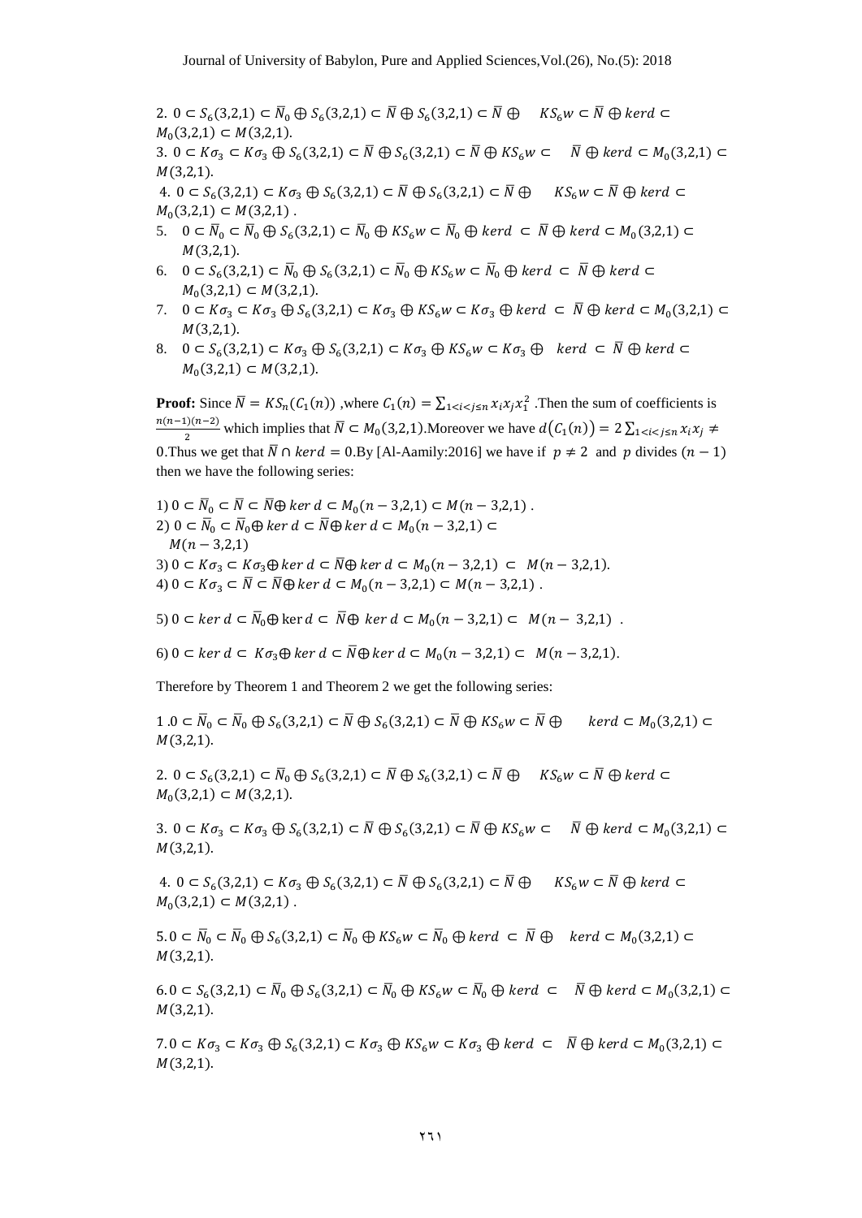2. $0 \subset S_6(3,2,1) \subset \bar{N}_0 \oplus S_6(3,2,1) \subset \bar{N} \oplus S_6(3,2,1) \subset \bar{N} \oplus \quad KS_6w \subset \bar{N} \oplus kerd \subset M_0(3,2,1) \subset M(3,2,1)$.

3. $0 \subset K\sigma_3 \subset K\sigma_3 \oplus S_6(3,2,1) \subset \bar{N} \oplus S_6(3,2,1) \subset \bar{N} \oplus KS_6w \subset \quad \bar{N} \oplus kerd \subset M_0(3,2,1) \subset M(3,2,1)$.

4. $0 \subset S_6(3,2,1) \subset K\sigma_3 \oplus S_6(3,2,1) \subset \bar{N} \oplus S_6(3,2,1) \subset \bar{N} \oplus \quad KS_6w \subset \bar{N} \oplus kerd \subset M_0(3,2,1) \subset M(3,2,1)$ .

5. $0 \subset \bar{N}_0 \subset \bar{N}_0 \oplus S_6(3,2,1) \subset \bar{N}_0 \oplus KS_6w \subset \bar{N}_0 \oplus kerd \subset \bar{N} \oplus kerd \subset M_0(3,2,1) \subset M(3,2,1)$.

6. $0 \subset S_6(3,2,1) \subset \bar{N}_0 \oplus S_6(3,2,1) \subset \bar{N}_0 \oplus KS_6w \subset \bar{N}_0 \oplus kerd \subset \bar{N} \oplus kerd \subset M_0(3,2,1) \subset M(3,2,1)$.

7. $0 \subset K\sigma_3 \subset K\sigma_3 \oplus S_6(3,2,1) \subset K\sigma_3 \oplus KS_6w \subset K\sigma_3 \oplus kerd \subset \bar{N} \oplus kerd \subset M_0(3,2,1) \subset M(3,2,1)$.

8. $0 \subset S_6(3,2,1) \subset K\sigma_3 \oplus S_6(3,2,1) \subset K\sigma_3 \oplus KS_6w \subset K\sigma_3 \oplus \quad kerd \subset \bar{N} \oplus kerd \subset M_0(3,2,1) \subset M(3,2,1)$.

**Proof:** Since $\bar{N} = KS_n(C_1(n))$ ,where $C_1(n) = \sum_{1<i<j\leq n} x_i x_j x_1^2$ .Then the sum of coefficients is $\frac{n(n-1)(n-2)}{2}$ which implies that $\bar{N} \subset M_0(3,2,1)$.Moreover we have $d(C_1(n)) = 2\sum_{1<i<j\leq n} x_i x_j \neq 0$.Thus we get that $\bar{N} \cap kerd = 0$.By [Al-Aamily:2016] we have if $p \neq 2$ and $p$ divides $(n-1)$ then we have the following series:

1) $0 \subset \bar{N}_0 \subset \bar{N} \subset \bar{N} \oplus ker\, d \subset M_0(n-3,2,1) \subset M(n-3,2,1)$ .

2) $0 \subset \bar{N}_0 \subset \bar{N}_0 \oplus ker\, d \subset \bar{N} \oplus ker\, d \subset M_0(n-3,2,1) \subset M(n-3,2,1)$

3) $0 \subset K\sigma_3 \subset K\sigma_3 \oplus ker\, d \subset \bar{N} \oplus ker\, d \subset M_0(n-3,2,1) \subset M(n-3,2,1)$.

4) $0 \subset K\sigma_3 \subset \bar{N} \subset \bar{N} \oplus ker\, d \subset M_0(n-3,2,1) \subset M(n-3,2,1)$ .

5) $0 \subset ker\, d \subset \bar{N}_0 \oplus \ker d \subset \bar{N} \oplus ker\, d \subset M_0(n-3,2,1) \subset M(n-3,2,1)$ .

6) $0 \subset ker\, d \subset K\sigma_3 \oplus ker\, d \subset \bar{N} \oplus ker\, d \subset M_0(n-3,2,1) \subset M(n-3,2,1)$.

Therefore by Theorem 1 and Theorem 2 we get the following series:

1 .$0 \subset \bar{N}_0 \subset \bar{N}_0 \oplus S_6(3,2,1) \subset \bar{N} \oplus S_6(3,2,1) \subset \bar{N} \oplus KS_6w \subset \bar{N} \oplus \quad kerd \subset M_0(3,2,1) \subset M(3,2,1)$.

2. $0 \subset S_6(3,2,1) \subset \bar{N}_0 \oplus S_6(3,2,1) \subset \bar{N} \oplus S_6(3,2,1) \subset \bar{N} \oplus \quad KS_6w \subset \bar{N} \oplus kerd \subset M_0(3,2,1) \subset M(3,2,1)$.

3. $0 \subset K\sigma_3 \subset K\sigma_3 \oplus S_6(3,2,1) \subset \bar{N} \oplus S_6(3,2,1) \subset \bar{N} \oplus KS_6w \subset \quad \bar{N} \oplus kerd \subset M_0(3,2,1) \subset M(3,2,1)$.

4. $0 \subset S_6(3,2,1) \subset K\sigma_3 \oplus S_6(3,2,1) \subset \bar{N} \oplus S_6(3,2,1) \subset \bar{N} \oplus \quad KS_6w \subset \bar{N} \oplus kerd \subset M_0(3,2,1) \subset M(3,2,1)$ .

5.$0 \subset \bar{N}_0 \subset \bar{N}_0 \oplus S_6(3,2,1) \subset \bar{N}_0 \oplus KS_6w \subset \bar{N}_0 \oplus kerd \subset \bar{N} \oplus \quad kerd \subset M_0(3,2,1) \subset M(3,2,1)$.

6.$0 \subset S_6(3,2,1) \subset \bar{N}_0 \oplus S_6(3,2,1) \subset \bar{N}_0 \oplus KS_6w \subset \bar{N}_0 \oplus kerd \subset \quad \bar{N} \oplus kerd \subset M_0(3,2,1) \subset M(3,2,1)$.

7.$0 \subset K\sigma_3 \subset K\sigma_3 \oplus S_6(3,2,1) \subset K\sigma_3 \oplus KS_6w \subset K\sigma_3 \oplus kerd \subset \quad \bar{N} \oplus kerd \subset M_0(3,2,1) \subset M(3,2,1)$.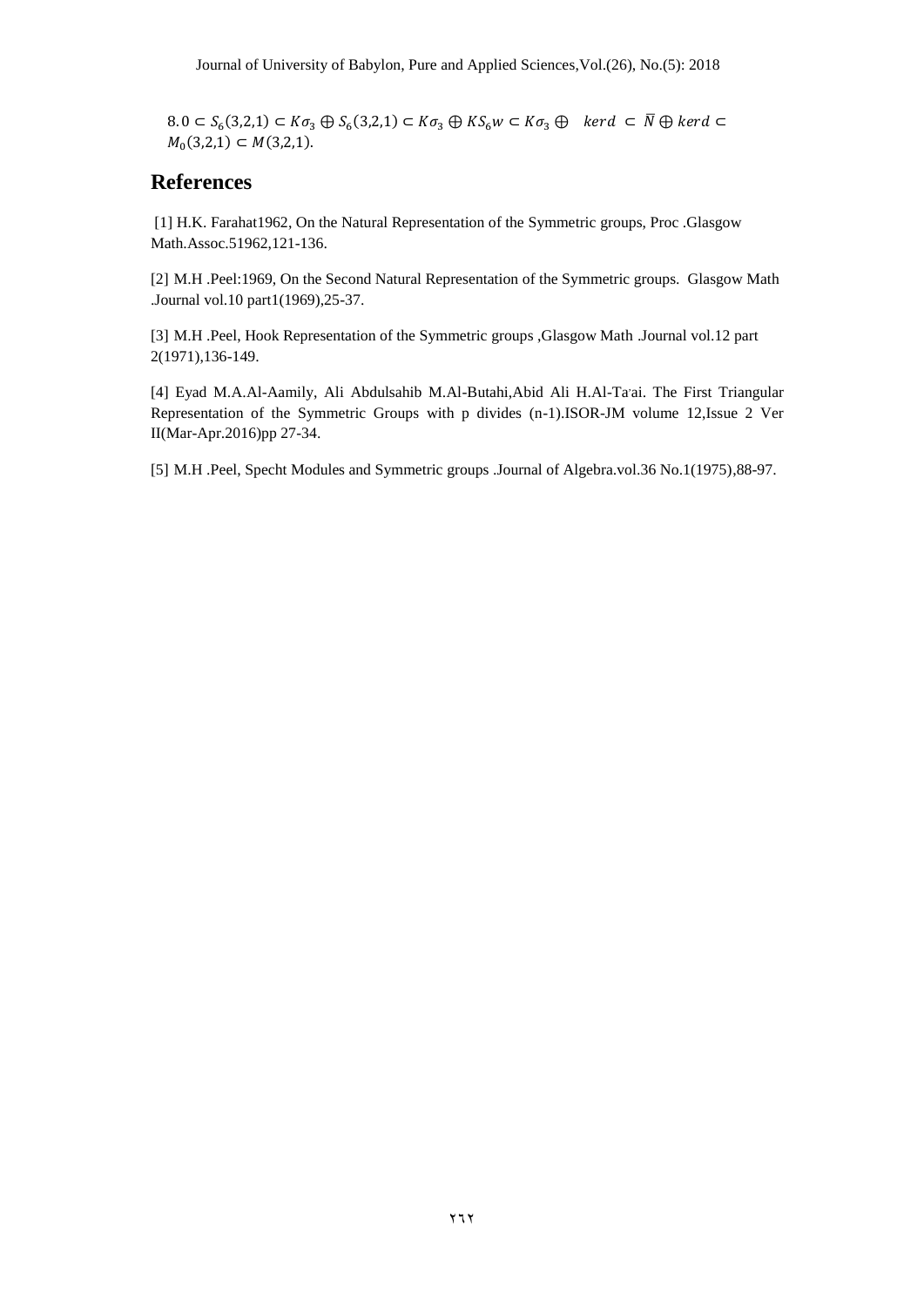8. $0 \subset S_6(3,2,1) \subset K\sigma_3 \oplus S_6(3,2,1) \subset K\sigma_3 \oplus KS_6 w \subset K\sigma_3 \oplus \quad kerd \subset \bar{N} \oplus kerd \subset M_0(3,2,1) \subset M(3,2,1)$.

## References

[1] H.K. Farahat1962, On the Natural Representation of the Symmetric groups, Proc .Glasgow Math.Assoc.51962,121-136.

[2] M.H .Peel:1969, On the Second Natural Representation of the Symmetric groups. Glasgow Math .Journal vol.10 part1(1969),25-37.

[3] M.H .Peel, Hook Representation of the Symmetric groups ,Glasgow Math .Journal vol.12 part 2(1971),136-149.

[4] Eyad M.A.Al-Aamily, Ali Abdulsahib M.Al-Butahi,Abid Ali H.Al-Ta'ai. The First Triangular Representation of the Symmetric Groups with p divides (n-1).ISOR-JM volume 12,Issue 2 Ver II(Mar-Apr.2016)pp 27-34.

[5] M.H .Peel, Specht Modules and Symmetric groups .Journal of Algebra.vol.36 No.1(1975),88-97.